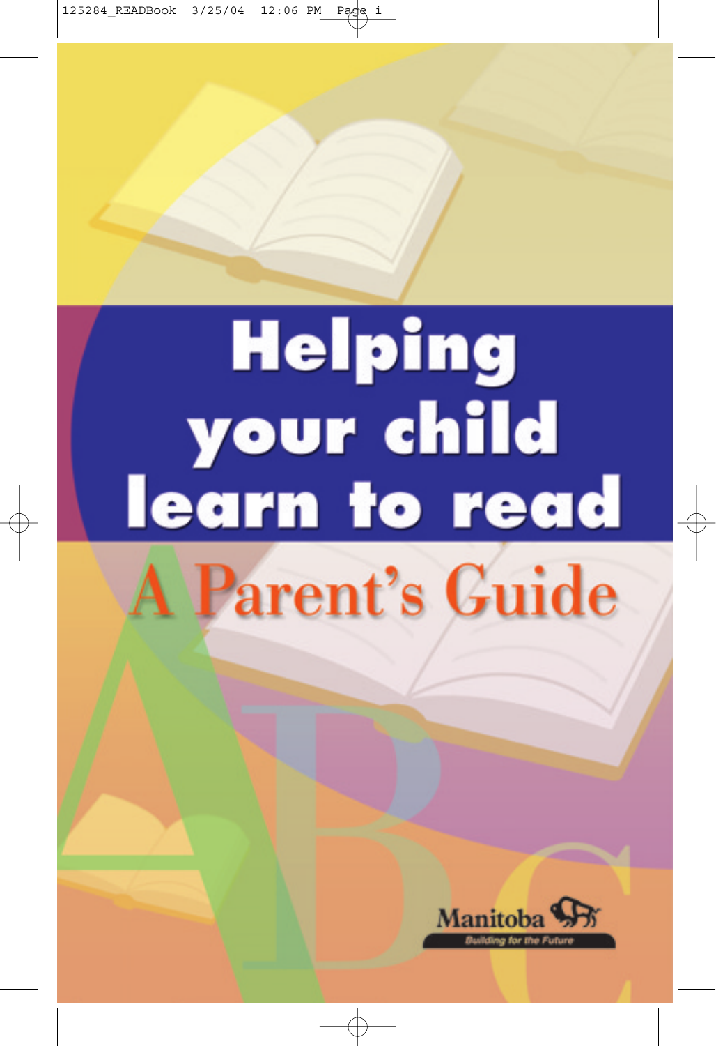# Helping your child learn to read

## A Parent's Guide

Manitoba

Building for the Future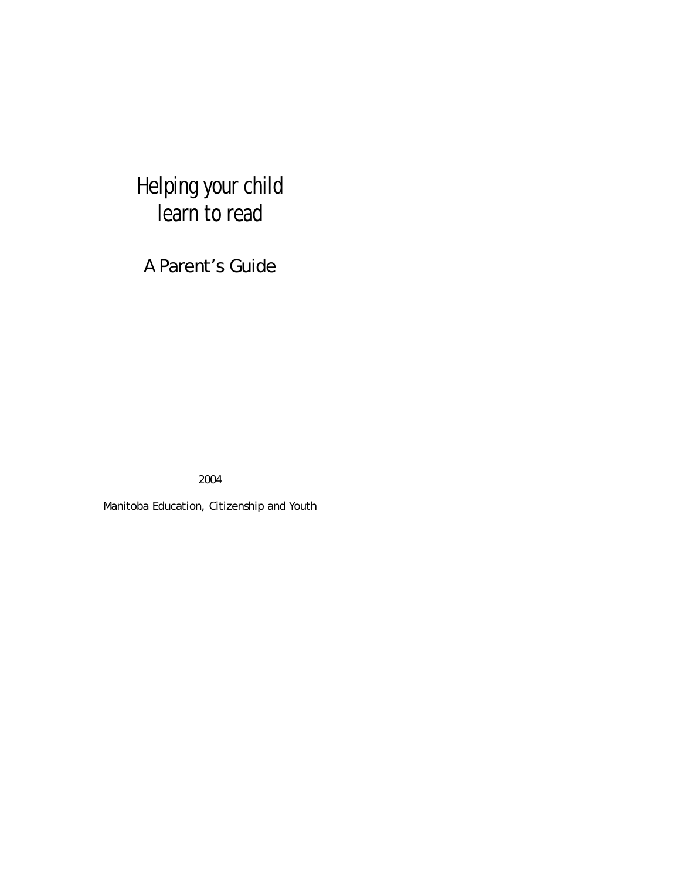# Helping your child learn to read

## A Parent's Guide

2004

Manitoba Education, Citizenship and Youth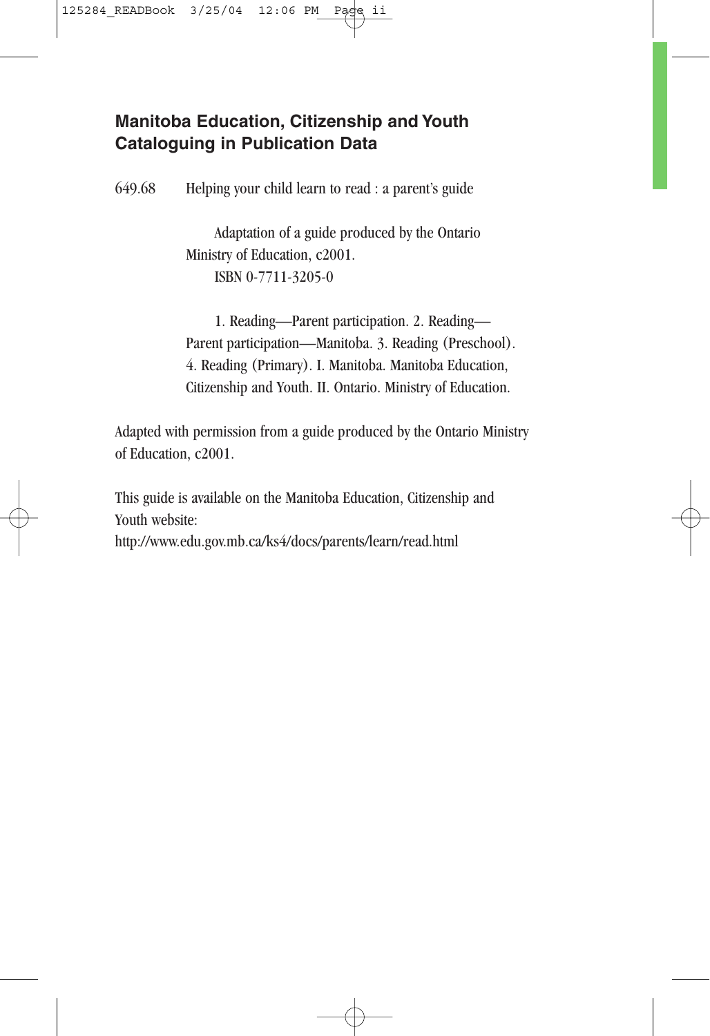**Manitoba Education, Citizenship and Youth Cataloguing in Publication Data**

649.68 Helping your child learn to read : a parent's guide

Adaptation of a guide produced by the Ontario Ministry of Education, c2001.
ISBN 0-7711-3205-0

1. Reading—Parent participation. 2. Reading—Parent participation—Manitoba. 3. Reading (Preschool). 4. Reading (Primary). I. Manitoba. Manitoba Education, Citizenship and Youth. II. Ontario. Ministry of Education.

Adapted with permission from a guide produced by the Ontario Ministry of Education, c2001.

This guide is available on the Manitoba Education, Citizenship and Youth website:
http://www.edu.gov.mb.ca/ks4/docs/parents/learn/read.html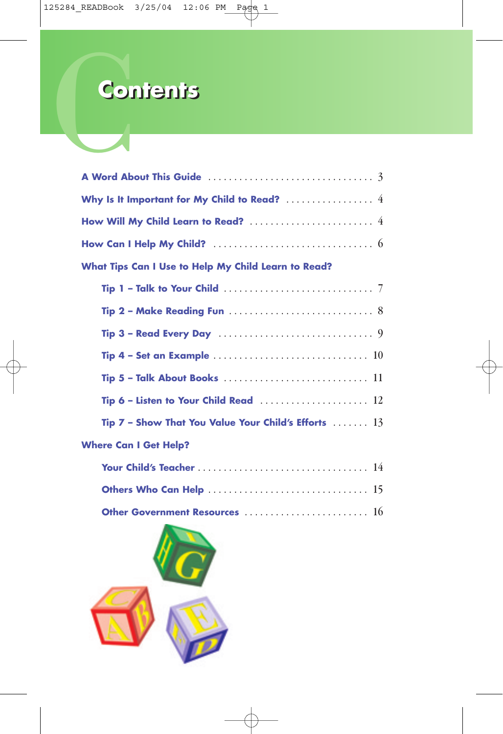# Contents

- A Word About This Guide ................................ 3
- Why Is It Important for My Child to Read? ................. 4
- How Will My Child Learn to Read? ........................ 4
- How Can I Help My Child? ............................... 6
- What Tips Can I Use to Help My Child Learn to Read?
  - Tip 1 – Talk to Your Child ............................. 7
  - Tip 2 – Make Reading Fun ............................ 8
  - Tip 3 – Read Every Day .............................. 9
  - Tip 4 – Set an Example .............................. 10
  - Tip 5 – Talk About Books ............................ 11
  - Tip 6 – Listen to Your Child Read ..................... 12
  - Tip 7 – Show That You Value Your Child's Efforts ....... 13
- Where Can I Get Help?
  - Your Child's Teacher ................................ 14
  - Others Who Can Help ............................... 15
  - Other Government Resources ........................ 16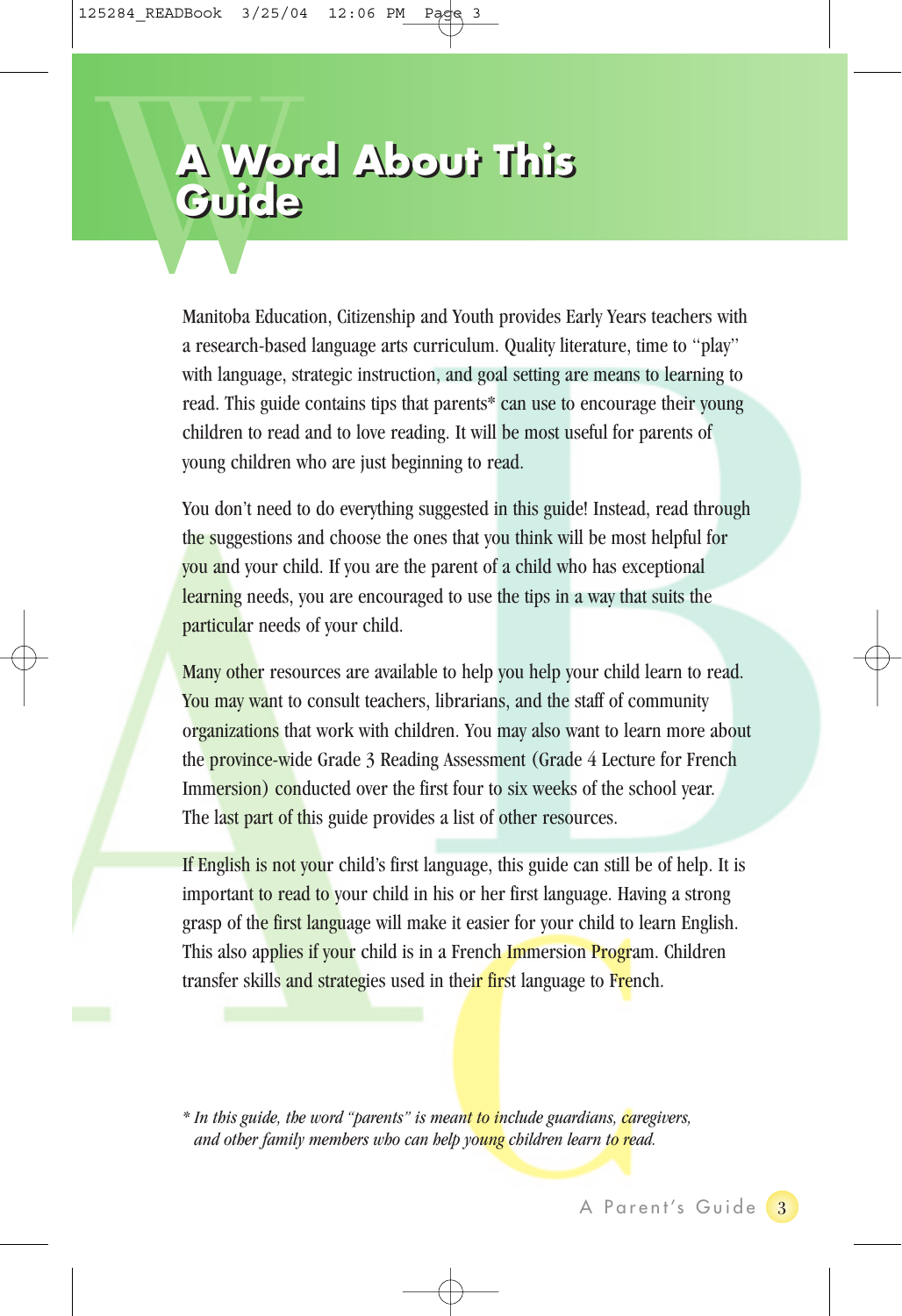# A Word About This Guide

Manitoba Education, Citizenship and Youth provides Early Years teachers with a research-based language arts curriculum. Quality literature, time to "play" with language, strategic instruction, and goal setting are means to learning to read. This guide contains tips that parents* can use to encourage their young children to read and to love reading. It will be most useful for parents of young children who are just beginning to read.

You don't need to do everything suggested in this guide! Instead, read through the suggestions and choose the ones that you think will be most helpful for you and your child. If you are the parent of a child who has exceptional learning needs, you are encouraged to use the tips in a way that suits the particular needs of your child.

Many other resources are available to help you help your child learn to read. You may want to consult teachers, librarians, and the staff of community organizations that work with children. You may also want to learn more about the province-wide Grade 3 Reading Assessment (Grade 4 Lecture for French Immersion) conducted over the first four to six weeks of the school year. The last part of this guide provides a list of other resources.

If English is not your child's first language, this guide can still be of help. It is important to read to your child in his or her first language. Having a strong grasp of the first language will make it easier for your child to learn English. This also applies if your child is in a French Immersion Program. Children transfer skills and strategies used in their first language to French.

*\* In this guide, the word "parents" is meant to include guardians, caregivers, and other family members who can help young children learn to read.*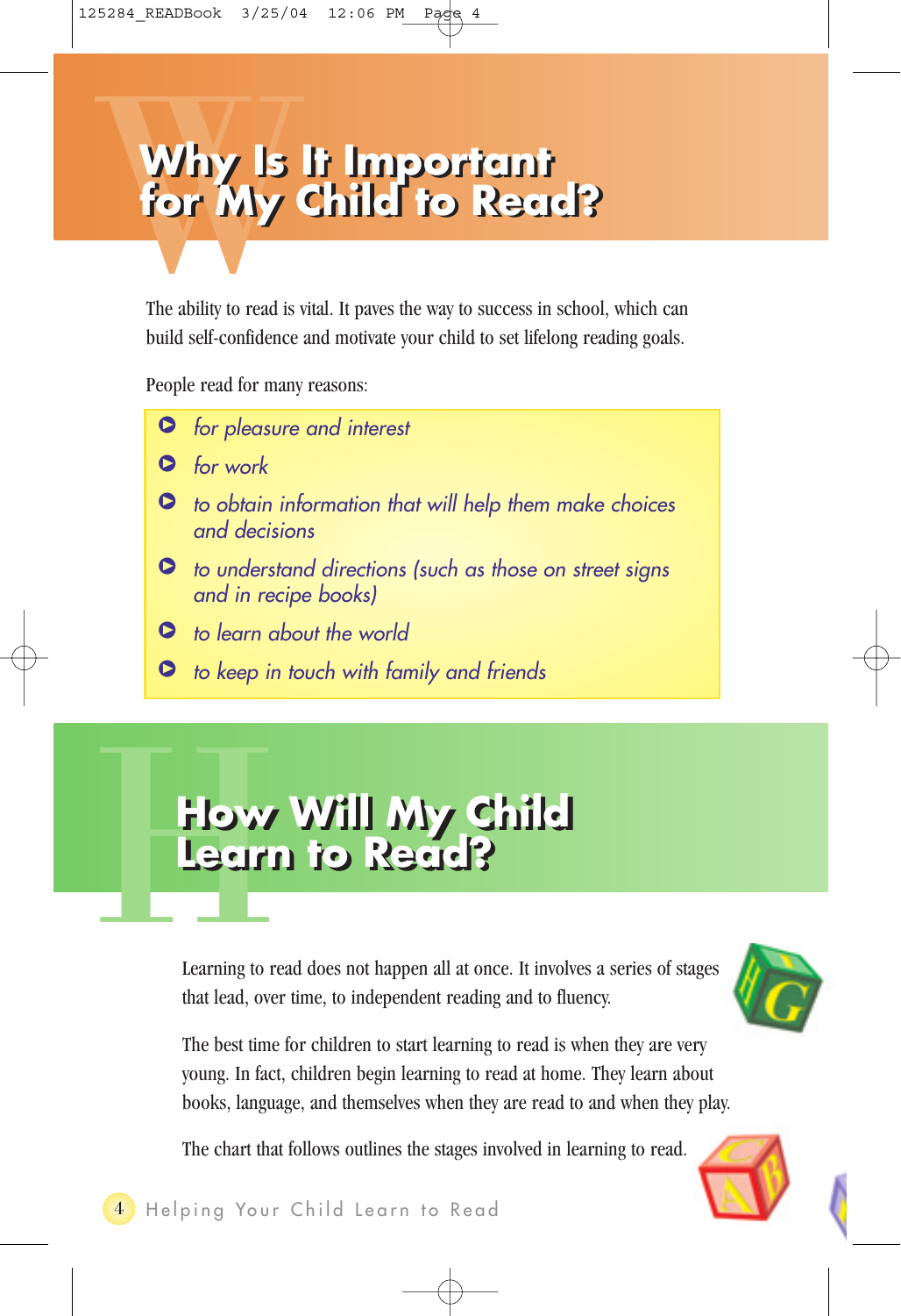# Why Is It Important for My Child to Read?

The ability to read is vital. It paves the way to success in school, which can build self-confidence and motivate your child to set lifelong reading goals.

People read for many reasons:

- *for pleasure and interest*
- *for work*
- *to obtain information that will help them make choices and decisions*
- *to understand directions (such as those on street signs and in recipe books)*
- *to learn about the world*
- *to keep in touch with family and friends*

# How Will My Child Learn to Read?

Learning to read does not happen all at once. It involves a series of stages that lead, over time, to independent reading and to fluency.

The best time for children to start learning to read is when they are very young. In fact, children begin learning to read at home. They learn about books, language, and themselves when they are read to and when they play.

The chart that follows outlines the stages involved in learning to read.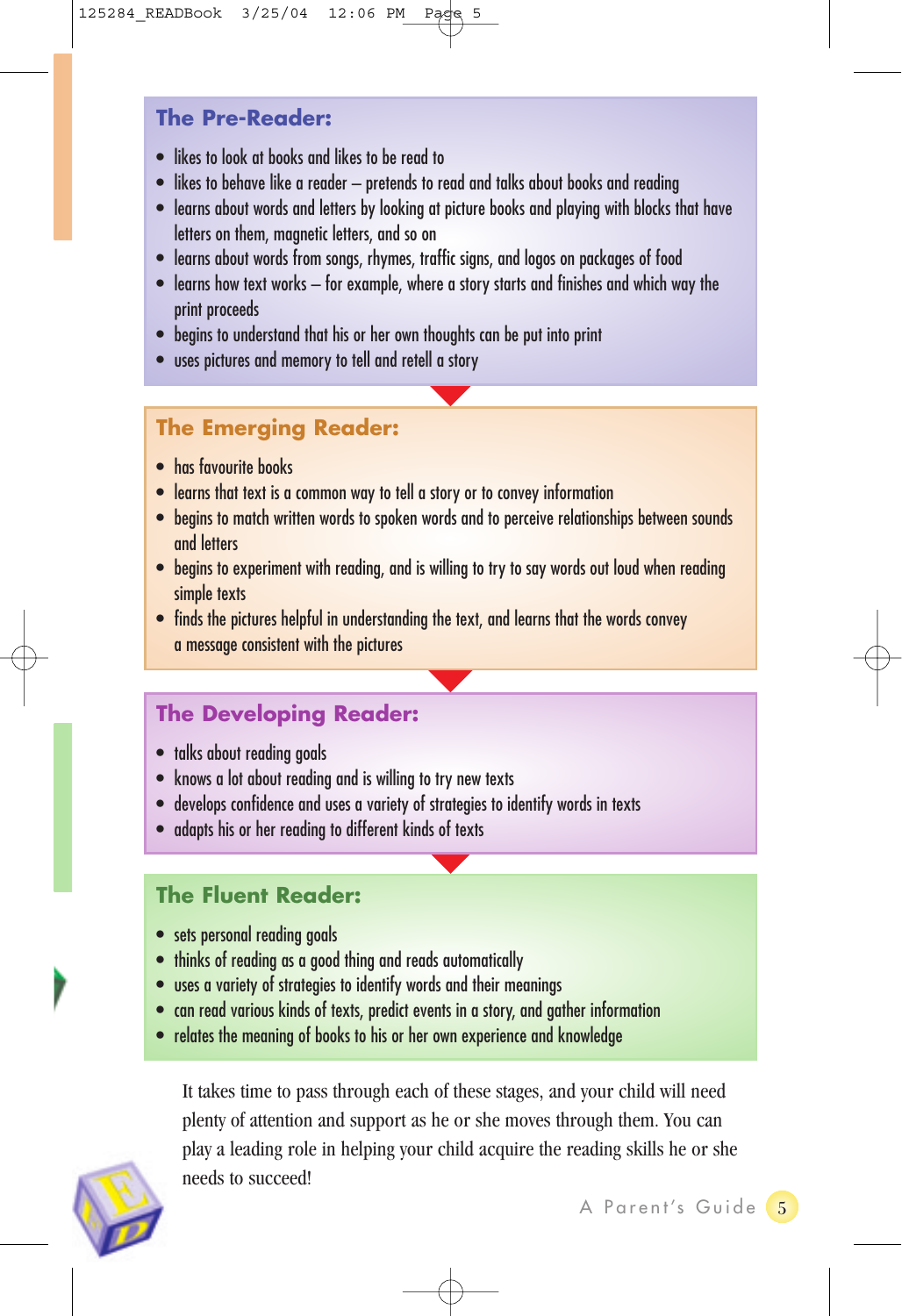## The Pre-Reader:

- likes to look at books and likes to be read to
- likes to behave like a reader – pretends to read and talks about books and reading
- learns about words and letters by looking at picture books and playing with blocks that have letters on them, magnetic letters, and so on
- learns about words from songs, rhymes, traffic signs, and logos on packages of food
- learns how text works – for example, where a story starts and finishes and which way the print proceeds
- begins to understand that his or her own thoughts can be put into print
- uses pictures and memory to tell and retell a story

## The Emerging Reader:

- has favourite books
- learns that text is a common way to tell a story or to convey information
- begins to match written words to spoken words and to perceive relationships between sounds and letters
- begins to experiment with reading, and is willing to try to say words out loud when reading simple texts
- finds the pictures helpful in understanding the text, and learns that the words convey a message consistent with the pictures

## The Developing Reader:

- talks about reading goals
- knows a lot about reading and is willing to try new texts
- develops confidence and uses a variety of strategies to identify words in texts
- adapts his or her reading to different kinds of texts

## The Fluent Reader:

- sets personal reading goals
- thinks of reading as a good thing and reads automatically
- uses a variety of strategies to identify words and their meanings
- can read various kinds of texts, predict events in a story, and gather information
- relates the meaning of books to his or her own experience and knowledge

It takes time to pass through each of these stages, and your child will need plenty of attention and support as he or she moves through them. You can play a leading role in helping your child acquire the reading skills he or she needs to succeed!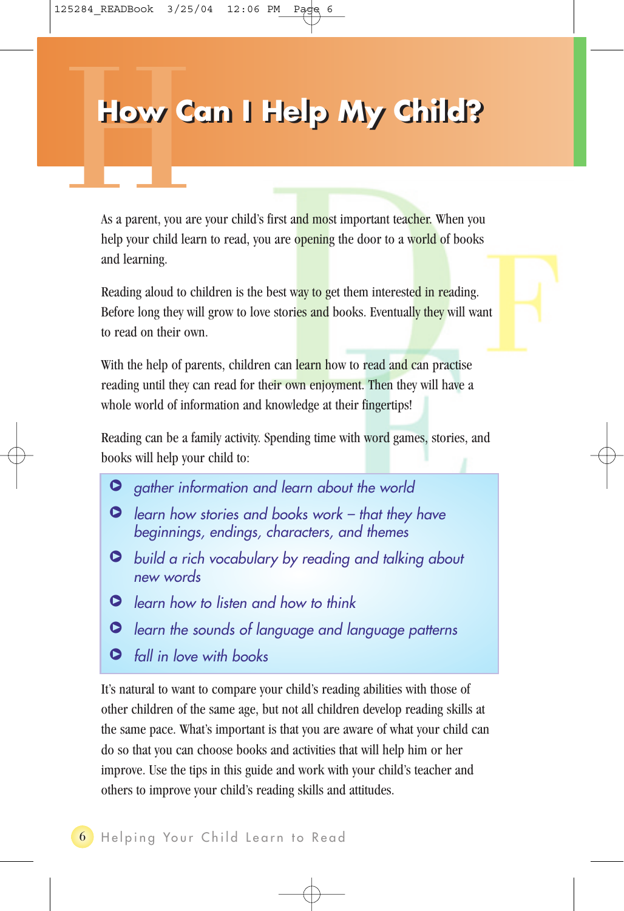# How Can I Help My Child?

As a parent, you are your child's first and most important teacher. When you help your child learn to read, you are opening the door to a world of books and learning.

Reading aloud to children is the best way to get them interested in reading. Before long they will grow to love stories and books. Eventually they will want to read on their own.

With the help of parents, children can learn how to read and can practise reading until they can read for their own enjoyment. Then they will have a whole world of information and knowledge at their fingertips!

Reading can be a family activity. Spending time with word games, stories, and books will help your child to:

- *gather information and learn about the world*
- *learn how stories and books work – that they have beginnings, endings, characters, and themes*
- *build a rich vocabulary by reading and talking about new words*
- *learn how to listen and how to think*
- *learn the sounds of language and language patterns*
- *fall in love with books*

It's natural to want to compare your child's reading abilities with those of other children of the same age, but not all children develop reading skills at the same pace. What's important is that you are aware of what your child can do so that you can choose books and activities that will help him or her improve. Use the tips in this guide and work with your child's teacher and others to improve your child's reading skills and attitudes.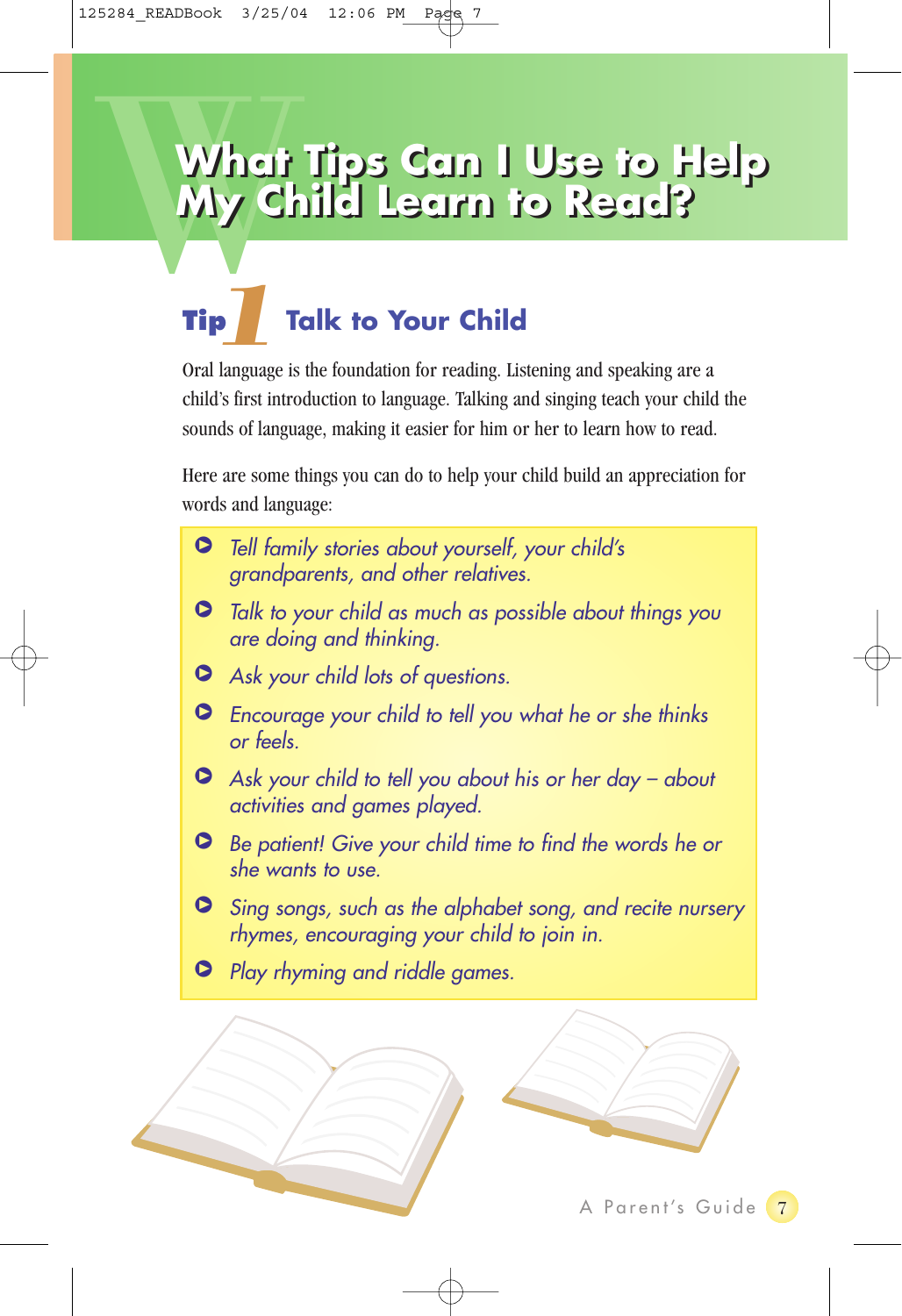# What Tips Can I Use to Help My Child Learn to Read?

## Tip 1 Talk to Your Child

Oral language is the foundation for reading. Listening and speaking are a child's first introduction to language. Talking and singing teach your child the sounds of language, making it easier for him or her to learn how to read.

Here are some things you can do to help your child build an appreciation for words and language:

- *Tell family stories about yourself, your child's grandparents, and other relatives.*
- *Talk to your child as much as possible about things you are doing and thinking.*
- *Ask your child lots of questions.*
- *Encourage your child to tell you what he or she thinks or feels.*
- *Ask your child to tell you about his or her day – about activities and games played.*
- *Be patient! Give your child time to find the words he or she wants to use.*
- *Sing songs, such as the alphabet song, and recite nursery rhymes, encouraging your child to join in.*
- *Play rhyming and riddle games.*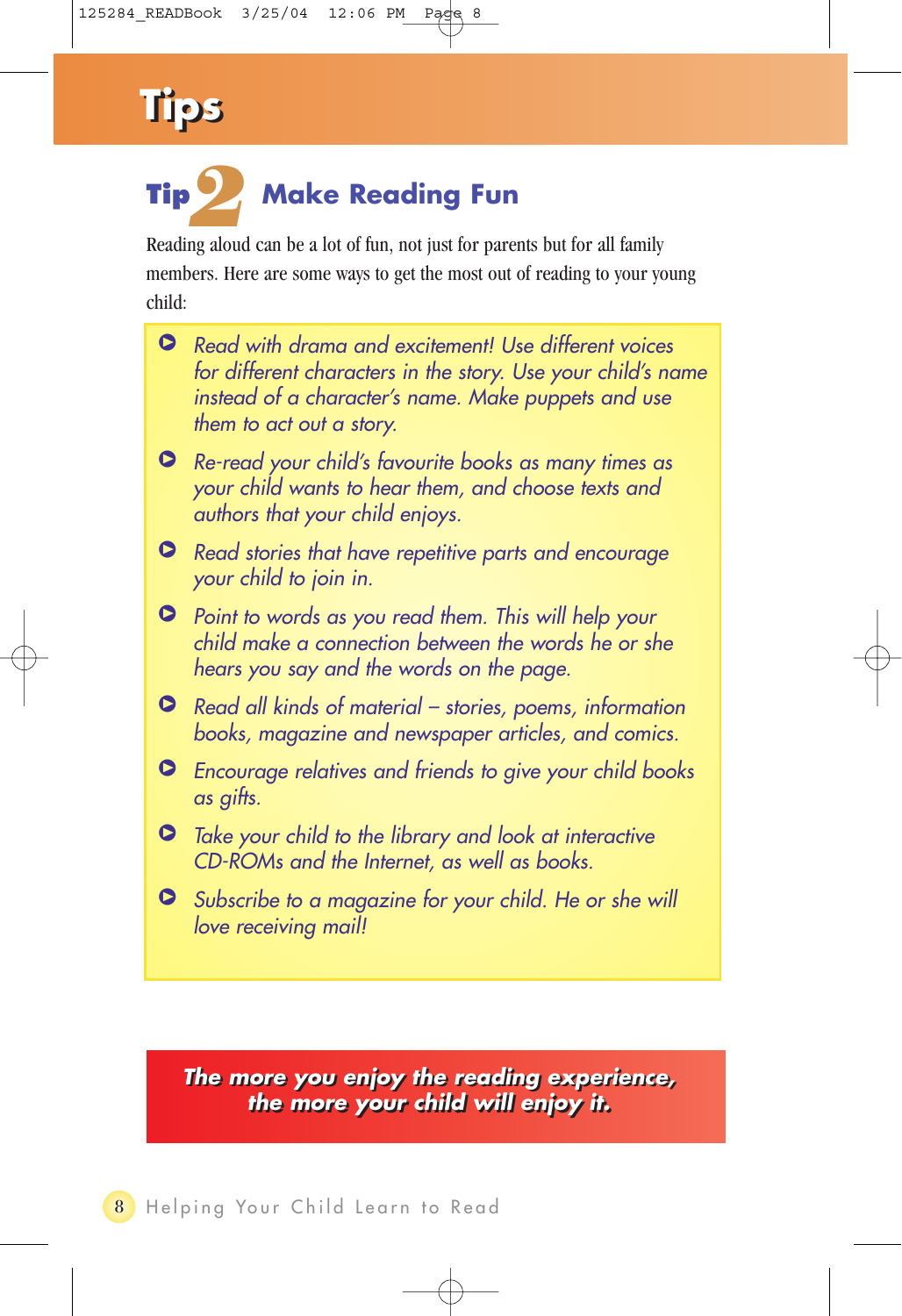# Tips

## Tip 2 Make Reading Fun

Reading aloud can be a lot of fun, not just for parents but for all family members. Here are some ways to get the most out of reading to your young child:

- *Read with drama and excitement! Use different voices for different characters in the story. Use your child's name instead of a character's name. Make puppets and use them to act out a story.*
- *Re-read your child's favourite books as many times as your child wants to hear them, and choose texts and authors that your child enjoys.*
- *Read stories that have repetitive parts and encourage your child to join in.*
- *Point to words as you read them. This will help your child make a connection between the words he or she hears you say and the words on the page.*
- *Read all kinds of material – stories, poems, information books, magazine and newspaper articles, and comics.*
- *Encourage relatives and friends to give your child books as gifts.*
- *Take your child to the library and look at interactive CD-ROMs and the Internet, as well as books.*
- *Subscribe to a magazine for your child. He or she will love receiving mail!*

***The more you enjoy the reading experience, the more your child will enjoy it.***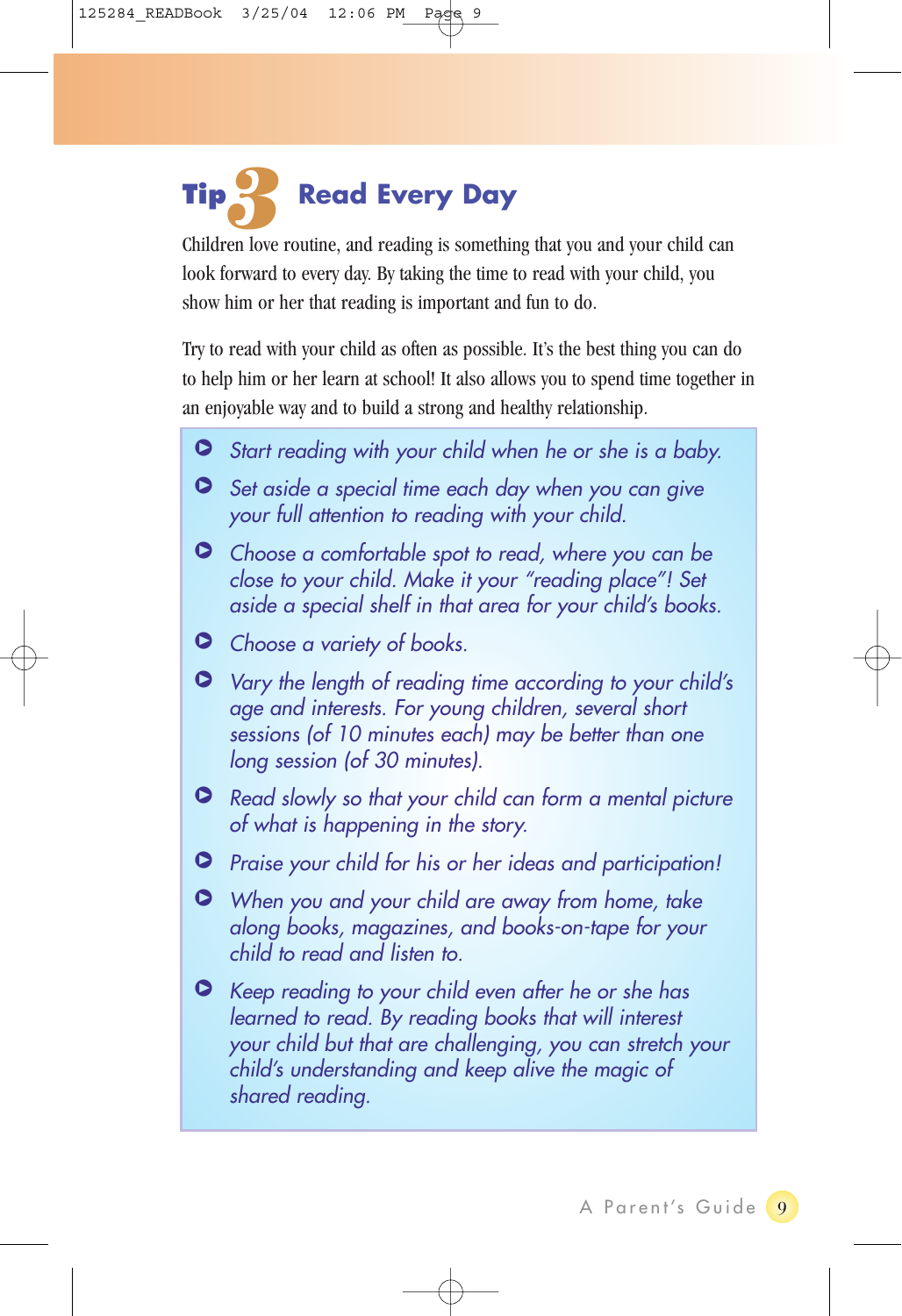## Tip 3 Read Every Day

Children love routine, and reading is something that you and your child can look forward to every day. By taking the time to read with your child, you show him or her that reading is important and fun to do.

Try to read with your child as often as possible. It's the best thing you can do to help him or her learn at school! It also allows you to spend time together in an enjoyable way and to build a strong and healthy relationship.

- *Start reading with your child when he or she is a baby.*
- *Set aside a special time each day when you can give your full attention to reading with your child.*
- *Choose a comfortable spot to read, where you can be close to your child. Make it your "reading place"! Set aside a special shelf in that area for your child's books.*
- *Choose a variety of books.*
- *Vary the length of reading time according to your child's age and interests. For young children, several short sessions (of 10 minutes each) may be better than one long session (of 30 minutes).*
- *Read slowly so that your child can form a mental picture of what is happening in the story.*
- *Praise your child for his or her ideas and participation!*
- *When you and your child are away from home, take along books, magazines, and books-on-tape for your child to read and listen to.*
- *Keep reading to your child even after he or she has learned to read. By reading books that will interest your child but that are challenging, you can stretch your child's understanding and keep alive the magic of shared reading.*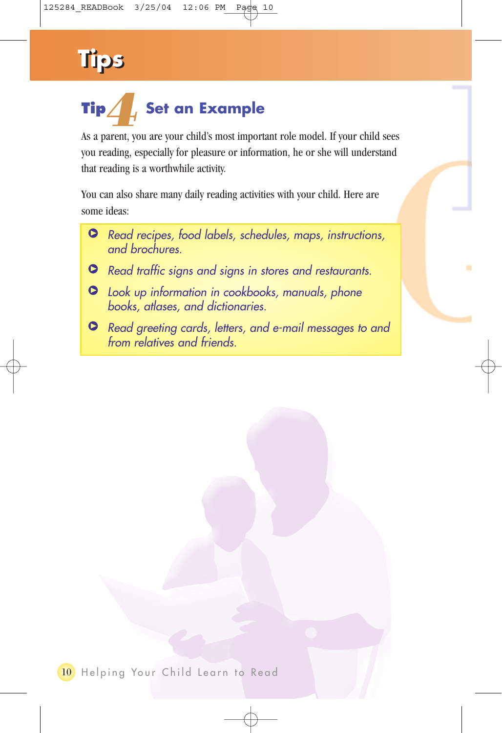# Tips

## Tip 4 Set an Example

As a parent, you are your child's most important role model. If your child sees you reading, especially for pleasure or information, he or she will understand that reading is a worthwhile activity.

You can also share many daily reading activities with your child. Here are some ideas:

- *Read recipes, food labels, schedules, maps, instructions, and brochures.*
- *Read traffic signs and signs in stores and restaurants.*
- *Look up information in cookbooks, manuals, phone books, atlases, and dictionaries.*
- *Read greeting cards, letters, and e-mail messages to and from relatives and friends.*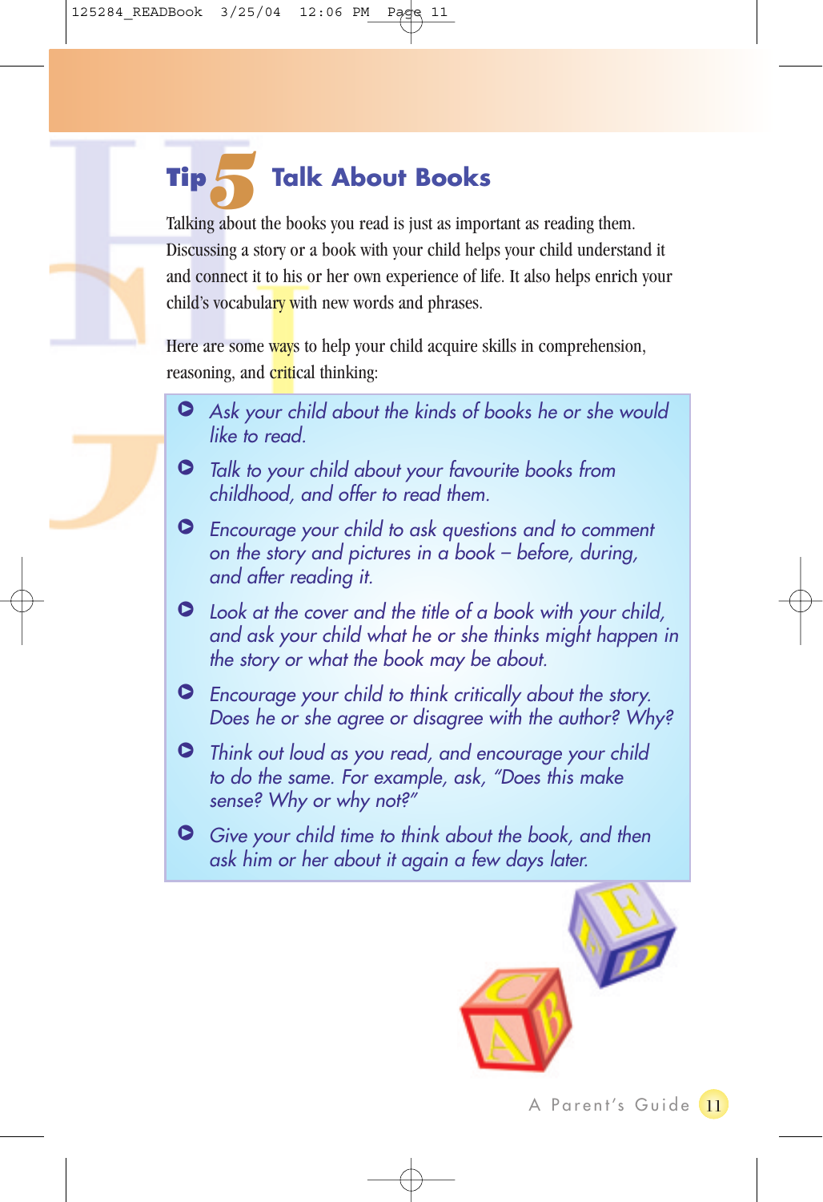## Tip 5 Talk About Books

Talking about the books you read is just as important as reading them. Discussing a story or a book with your child helps your child understand it and connect it to his or her own experience of life. It also helps enrich your child's vocabulary with new words and phrases.

Here are some ways to help your child acquire skills in comprehension, reasoning, and critical thinking:

- *Ask your child about the kinds of books he or she would like to read.*
- *Talk to your child about your favourite books from childhood, and offer to read them.*
- *Encourage your child to ask questions and to comment on the story and pictures in a book – before, during, and after reading it.*
- *Look at the cover and the title of a book with your child, and ask your child what he or she thinks might happen in the story or what the book may be about.*
- *Encourage your child to think critically about the story. Does he or she agree or disagree with the author? Why?*
- *Think out loud as you read, and encourage your child to do the same. For example, ask, "Does this make sense? Why or why not?"*
- *Give your child time to think about the book, and then ask him or her about it again a few days later.*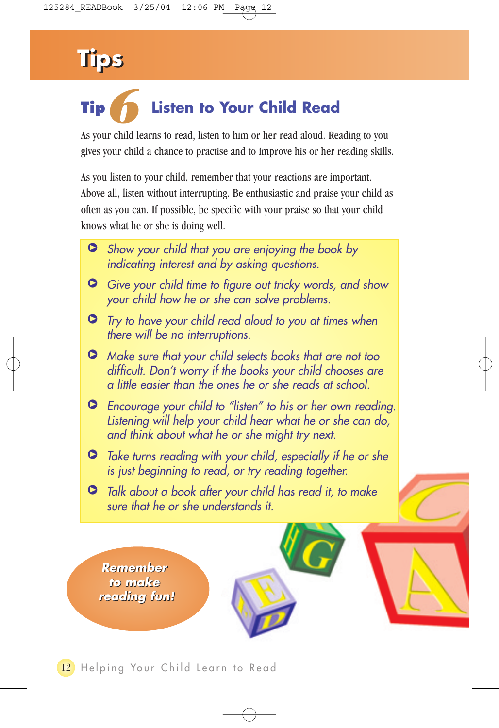# Tips

## Tip 6 Listen to Your Child Read

As your child learns to read, listen to him or her read aloud. Reading to you gives your child a chance to practise and to improve his or her reading skills.

As you listen to your child, remember that your reactions are important. Above all, listen without interrupting. Be enthusiastic and praise your child as often as you can. If possible, be specific with your praise so that your child knows what he or she is doing well.

- *Show your child that you are enjoying the book by indicating interest and by asking questions.*
- *Give your child time to figure out tricky words, and show your child how he or she can solve problems.*
- *Try to have your child read aloud to you at times when there will be no interruptions.*
- *Make sure that your child selects books that are not too difficult. Don't worry if the books your child chooses are a little easier than the ones he or she reads at school.*
- *Encourage your child to "listen" to his or her own reading. Listening will help your child hear what he or she can do, and think about what he or she might try next.*
- *Take turns reading with your child, especially if he or she is just beginning to read, or try reading together.*
- *Talk about a book after your child has read it, to make sure that he or she understands it.*

**Remember to make reading fun!**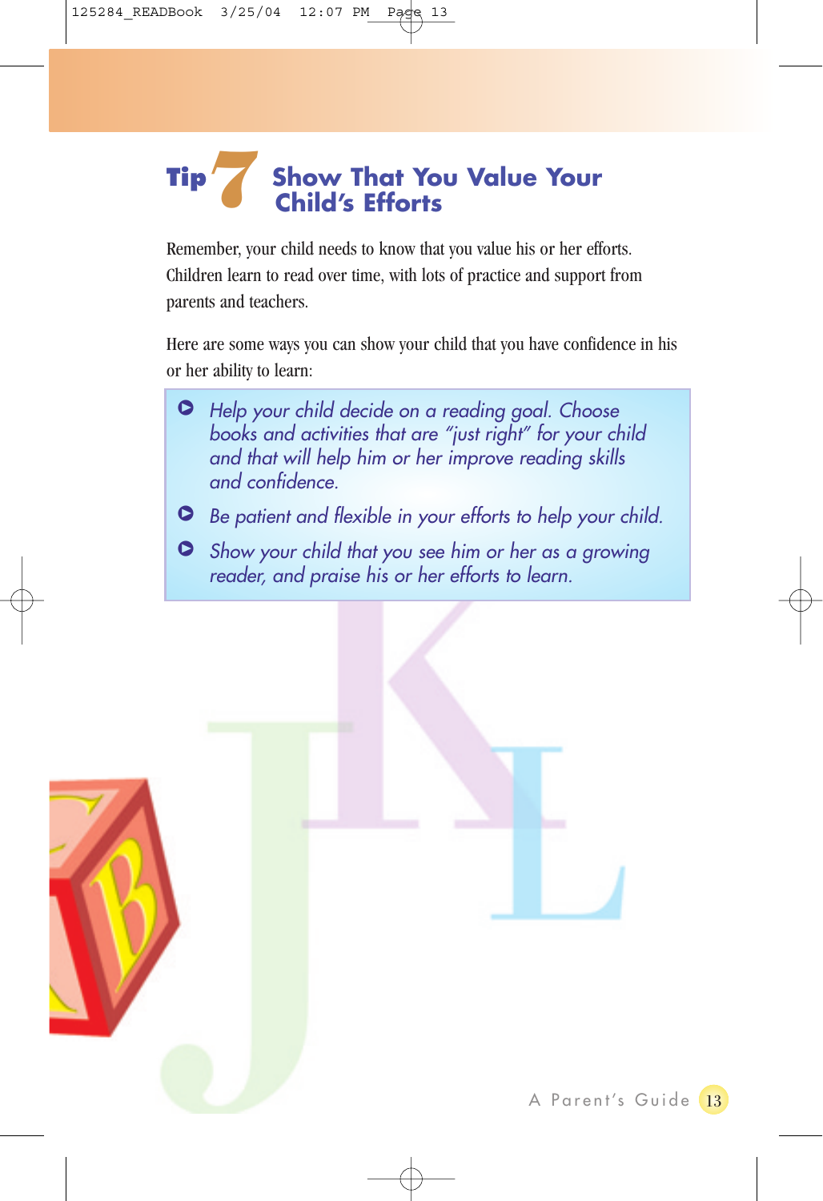## Tip 7 Show That You Value Your Child's Efforts

Remember, your child needs to know that you value his or her efforts. Children learn to read over time, with lots of practice and support from parents and teachers.

Here are some ways you can show your child that you have confidence in his or her ability to learn:

- *Help your child decide on a reading goal. Choose books and activities that are "just right" for your child and that will help him or her improve reading skills and confidence.*
- *Be patient and flexible in your efforts to help your child.*
- *Show your child that you see him or her as a growing reader, and praise his or her efforts to learn.*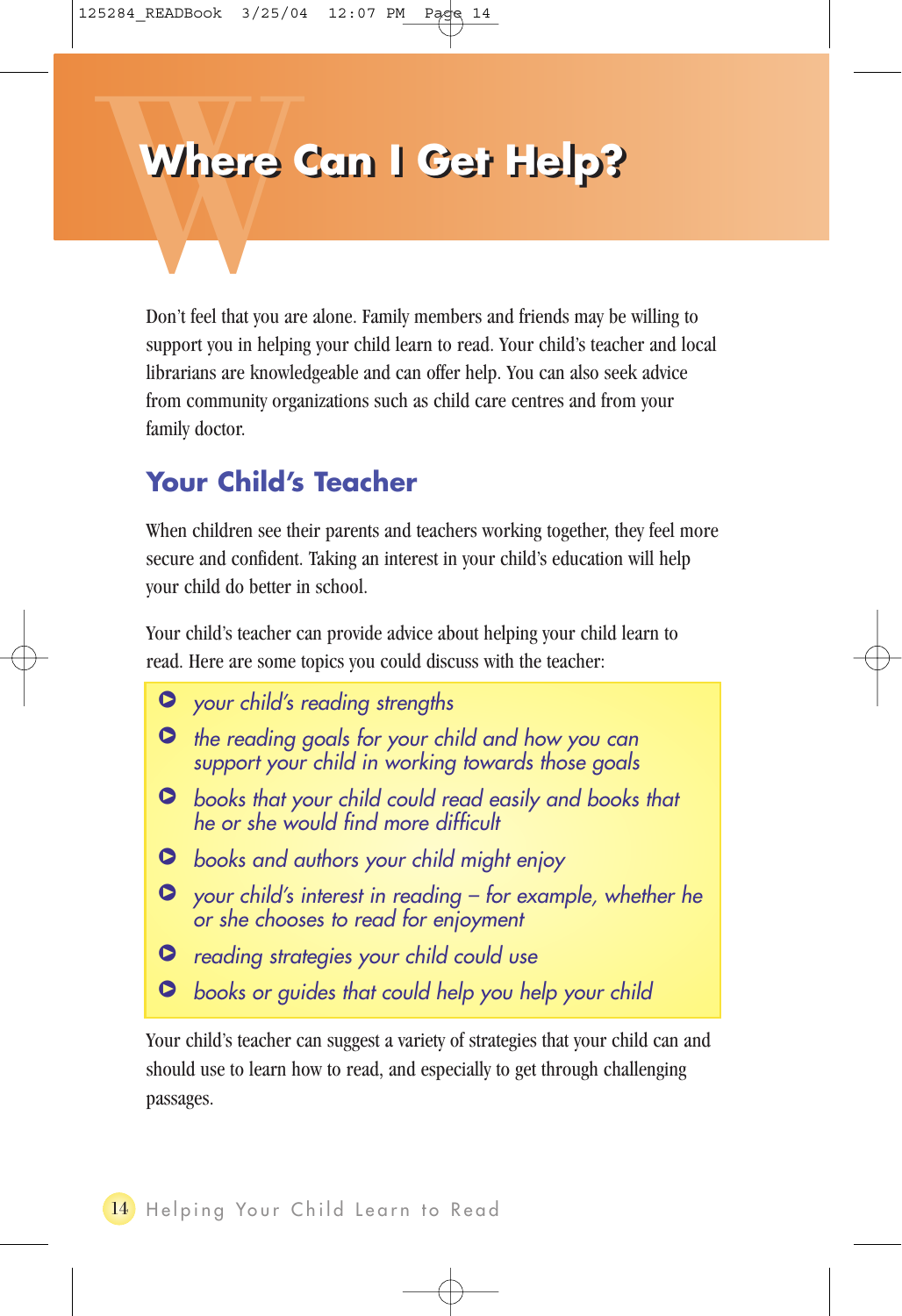# Where Can I Get Help?

Don't feel that you are alone. Family members and friends may be willing to support you in helping your child learn to read. Your child's teacher and local librarians are knowledgeable and can offer help. You can also seek advice from community organizations such as child care centres and from your family doctor.

## Your Child's Teacher

When children see their parents and teachers working together, they feel more secure and confident. Taking an interest in your child's education will help your child do better in school.

Your child's teacher can provide advice about helping your child learn to read. Here are some topics you could discuss with the teacher:

- *your child's reading strengths*
- *the reading goals for your child and how you can support your child in working towards those goals*
- *books that your child could read easily and books that he or she would find more difficult*
- *books and authors your child might enjoy*
- *your child's interest in reading – for example, whether he or she chooses to read for enjoyment*
- *reading strategies your child could use*
- *books or guides that could help you help your child*

Your child's teacher can suggest a variety of strategies that your child can and should use to learn how to read, and especially to get through challenging passages.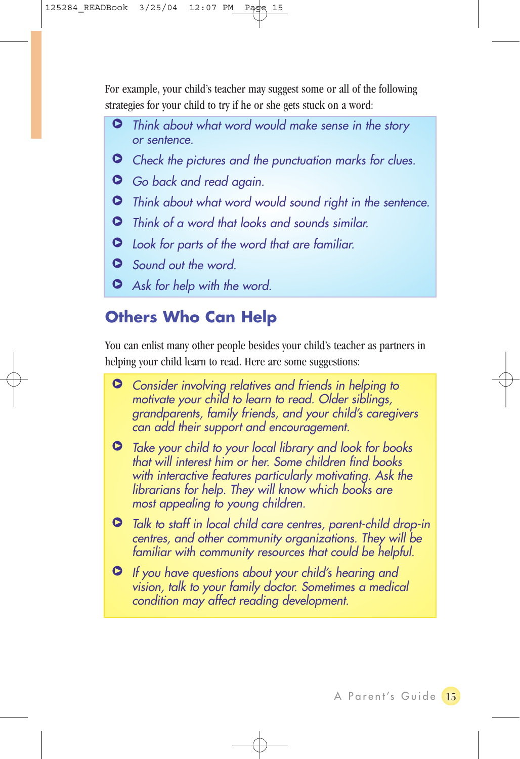For example, your child's teacher may suggest some or all of the following strategies for your child to try if he or she gets stuck on a word:

- *Think about what word would make sense in the story or sentence.*
- *Check the pictures and the punctuation marks for clues.*
- *Go back and read again.*
- *Think about what word would sound right in the sentence.*
- *Think of a word that looks and sounds similar.*
- *Look for parts of the word that are familiar.*
- *Sound out the word.*
- *Ask for help with the word.*

## Others Who Can Help

You can enlist many other people besides your child's teacher as partners in helping your child learn to read. Here are some suggestions:

- *Consider involving relatives and friends in helping to motivate your child to learn to read. Older siblings, grandparents, family friends, and your child's caregivers can add their support and encouragement.*
- *Take your child to your local library and look for books that will interest him or her. Some children find books with interactive features particularly motivating. Ask the librarians for help. They will know which books are most appealing to young children.*
- *Talk to staff in local child care centres, parent-child drop-in centres, and other community organizations. They will be familiar with community resources that could be helpful.*
- *If you have questions about your child's hearing and vision, talk to your family doctor. Sometimes a medical condition may affect reading development.*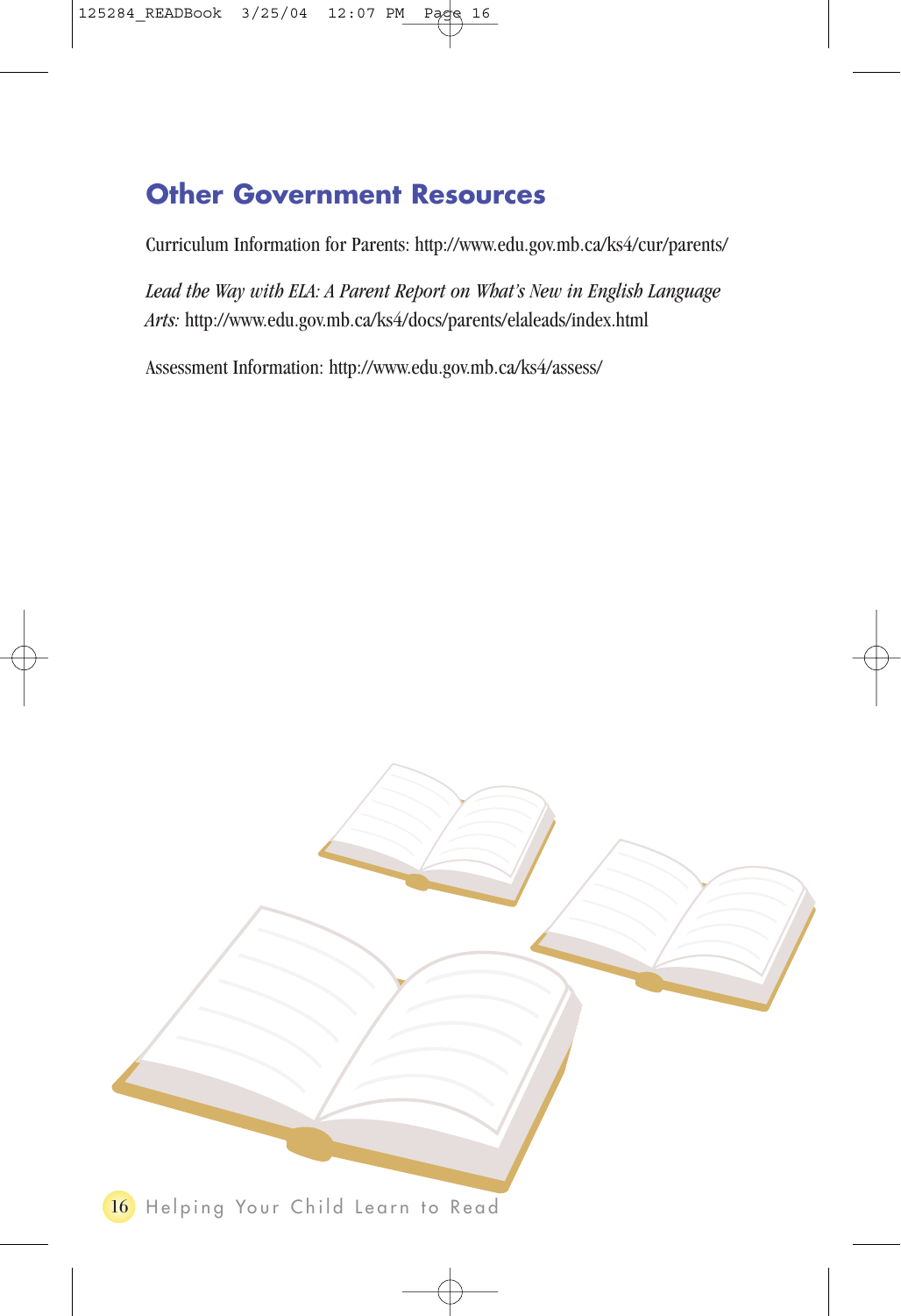## Other Government Resources

Curriculum Information for Parents: http://www.edu.gov.mb.ca/ks4/cur/parents/

*Lead the Way with ELA: A Parent Report on What's New in English Language Arts:* http://www.edu.gov.mb.ca/ks4/docs/parents/elaleads/index.html

Assessment Information: http://www.edu.gov.mb.ca/ks4/assess/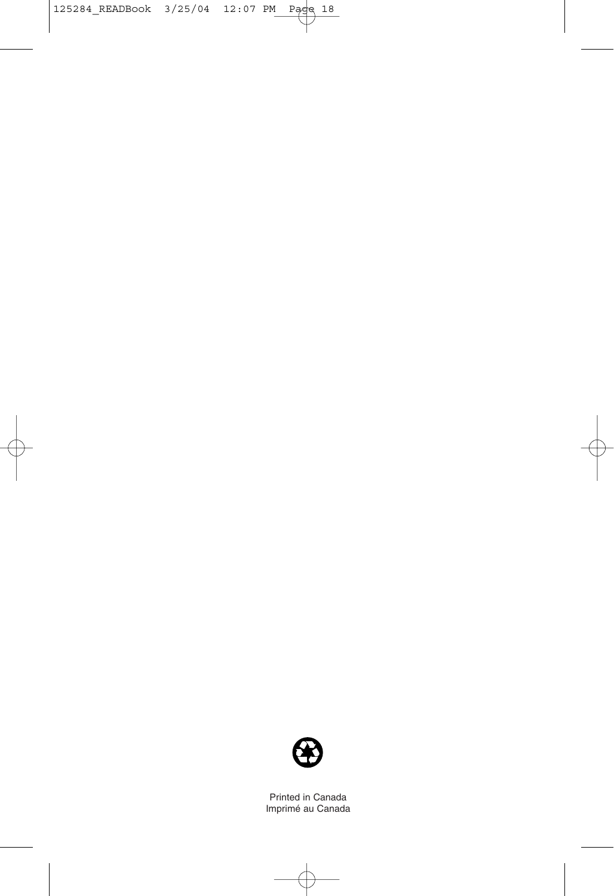Printed in Canada
Imprimé au Canada